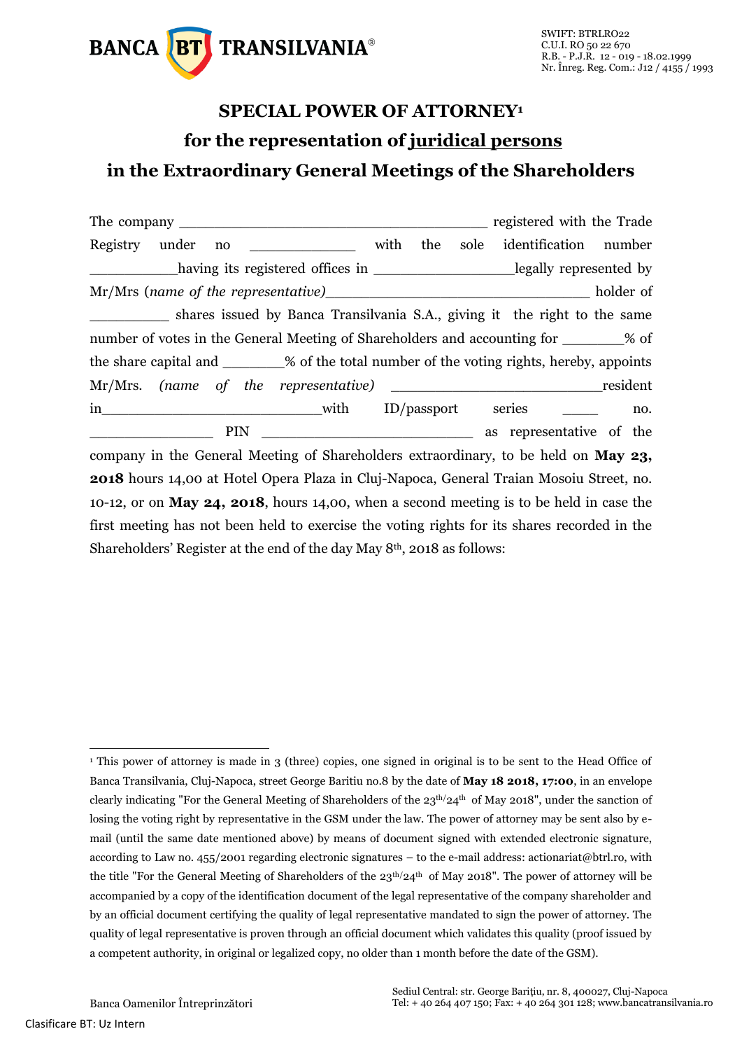# SPECIAL POWER OF ATTORNEY[1]
## for the representation of juridical persons
## in the Extraordinary General Meetings of the Shareholders

The company ______________________________________ registered with the Trade Registry under no _____________ with the sole identification number ___________having its registered offices in _________________legally represented by Mr/Mrs (*name of the representative*)________________________________ holder of __________ shares issued by Banca Transilvania S.A., giving it the right to the same number of votes in the General Meeting of Shareholders and accounting for ________% of the share capital and ________% of the total number of the voting rights, hereby, appoints Mr/Mrs. *(name of the representative)* __________________________resident in____________________________with ID/passport series _____ no. _______________ PIN __________________________ as representative of the company in the General Meeting of Shareholders extraordinary, to be held on **May 23, 2018** hours 14,00 at Hotel Opera Plaza in Cluj-Napoca, General Traian Mosoiu Street, no. 10-12, or on **May 24, 2018**, hours 14,00, when a second meeting is to be held in case the first meeting has not been held to exercise the voting rights for its shares recorded in the Shareholders' Register at the end of the day May 8th, 2018 as follows:

---

[1] This power of attorney is made in 3 (three) copies, one signed in original is to be sent to the Head Office of Banca Transilvania, Cluj-Napoca, street George Baritiu no.8 by the date of **May 18 2018, 17:00**, in an envelope clearly indicating "For the General Meeting of Shareholders of the 23th/24th of May 2018", under the sanction of losing the voting right by representative in the GSM under the law. The power of attorney may be sent also by e-mail (until the same date mentioned above) by means of document signed with extended electronic signature, according to Law no. 455/2001 regarding electronic signatures – to the e-mail address: actionariat@btrl.ro, with the title "For the General Meeting of Shareholders of the 23th/24th of May 2018". The power of attorney will be accompanied by a copy of the identification document of the legal representative of the company shareholder and by an official document certifying the quality of legal representative mandated to sign the power of attorney. The quality of legal representative is proven through an official document which validates this quality (proof issued by a competent authority, in original or legalized copy, no older than 1 month before the date of the GSM).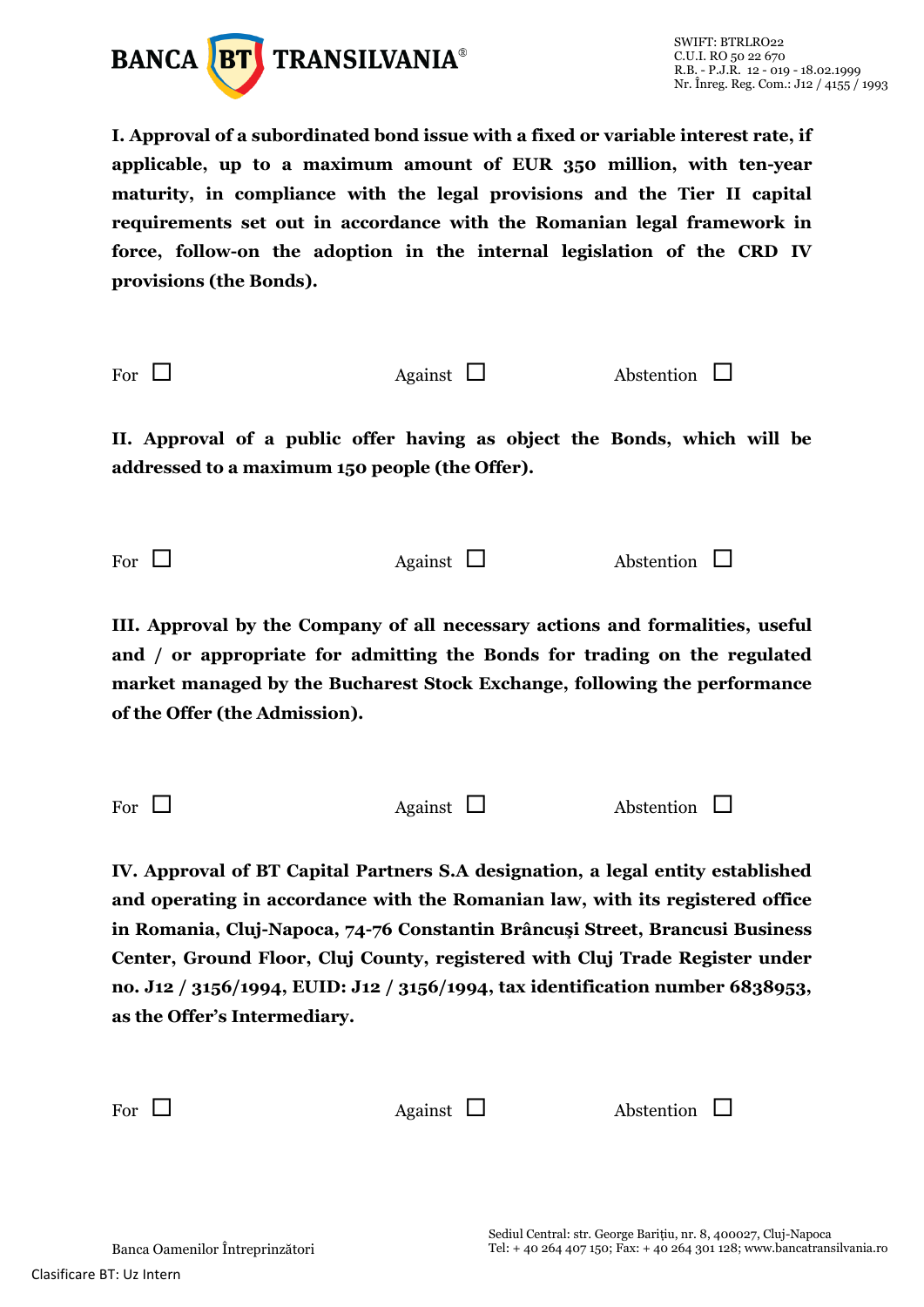**I. Approval of a subordinated bond issue with a fixed or variable interest rate, if applicable, up to a maximum amount of EUR 350 million, with ten-year maturity, in compliance with the legal provisions and the Tier II capital requirements set out in accordance with the Romanian legal framework in force, follow-on the adoption in the internal legislation of the CRD IV provisions (the Bonds).**

For ☐ Against ☐ Abstention ☐

**II. Approval of a public offer having as object the Bonds, which will be addressed to a maximum 150 people (the Offer).**

For ☐ Against ☐ Abstention ☐

**III. Approval by the Company of all necessary actions and formalities, useful and / or appropriate for admitting the Bonds for trading on the regulated market managed by the Bucharest Stock Exchange, following the performance of the Offer (the Admission).**

For ☐ Against ☐ Abstention ☐

**IV. Approval of BT Capital Partners S.A designation, a legal entity established and operating in accordance with the Romanian law, with its registered office in Romania, Cluj-Napoca, 74-76 Constantin Brâncuși Street, Brancusi Business Center, Ground Floor, Cluj County, registered with Cluj Trade Register under no. J12 / 3156/1994, EUID: J12 / 3156/1994, tax identification number 6838953, as the Offer's Intermediary.**

For ☐ Against ☐ Abstention ☐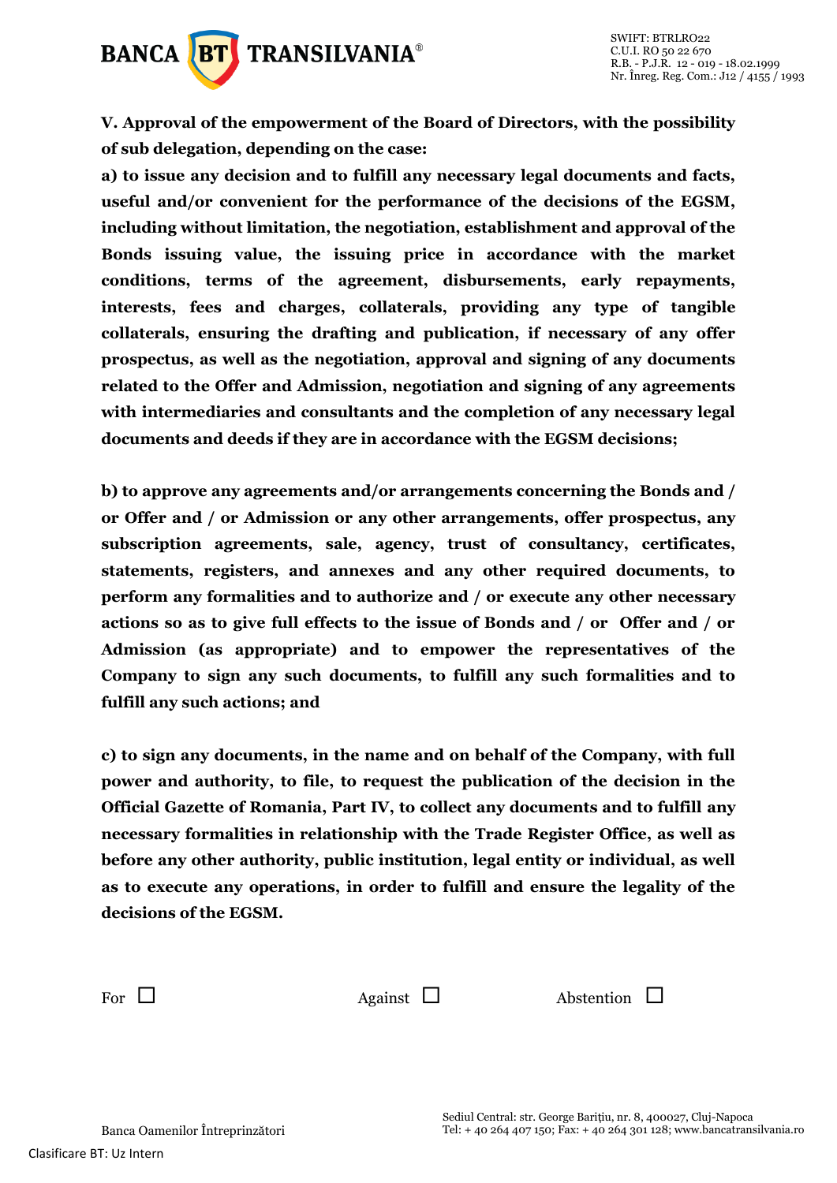**V. Approval of the empowerment of the Board of Directors, with the possibility of sub delegation, depending on the case:**

**a) to issue any decision and to fulfill any necessary legal documents and facts, useful and/or convenient for the performance of the decisions of the EGSM, including without limitation, the negotiation, establishment and approval of the Bonds issuing value, the issuing price in accordance with the market conditions, terms of the agreement, disbursements, early repayments, interests, fees and charges, collaterals, providing any type of tangible collaterals, ensuring the drafting and publication, if necessary of any offer prospectus, as well as the negotiation, approval and signing of any documents related to the Offer and Admission, negotiation and signing of any agreements with intermediaries and consultants and the completion of any necessary legal documents and deeds if they are in accordance with the EGSM decisions;**

**b) to approve any agreements and/or arrangements concerning the Bonds and / or Offer and / or Admission or any other arrangements, offer prospectus, any subscription agreements, sale, agency, trust of consultancy, certificates, statements, registers, and annexes and any other required documents, to perform any formalities and to authorize and / or execute any other necessary actions so as to give full effects to the issue of Bonds and / or Offer and / or Admission (as appropriate) and to empower the representatives of the Company to sign any such documents, to fulfill any such formalities and to fulfill any such actions; and**

**c) to sign any documents, in the name and on behalf of the Company, with full power and authority, to file, to request the publication of the decision in the Official Gazette of Romania, Part IV, to collect any documents and to fulfill any necessary formalities in relationship with the Trade Register Office, as well as before any other authority, public institution, legal entity or individual, as well as to execute any operations, in order to fulfill and ensure the legality of the decisions of the EGSM.**

For ☐ Against ☐ Abstention ☐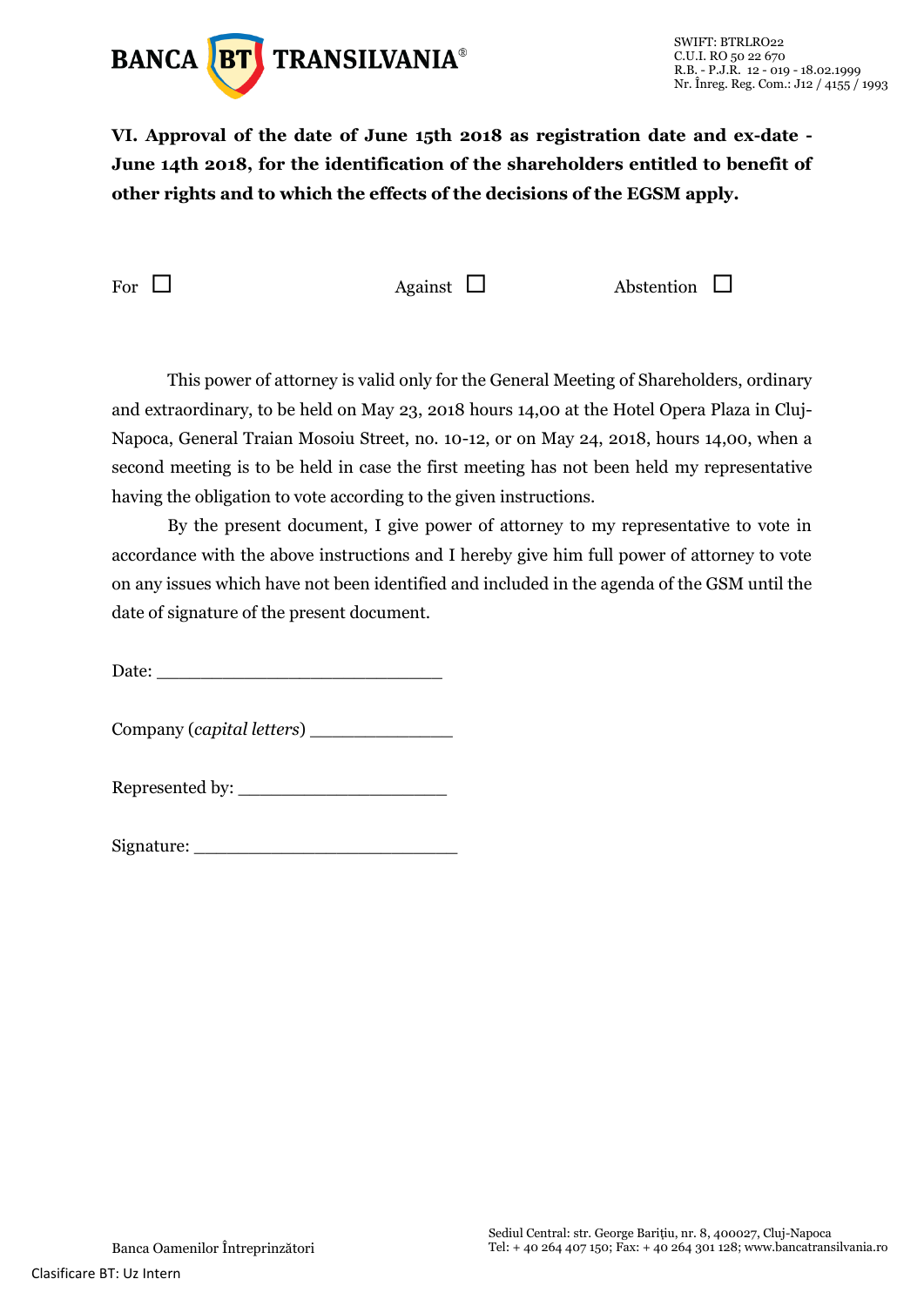**VI. Approval of the date of June 15th 2018 as registration date and ex-date - June 14th 2018, for the identification of the shareholders entitled to benefit of other rights and to which the effects of the decisions of the EGSM apply.**

For ☐ Against ☐ Abstention ☐

This power of attorney is valid only for the General Meeting of Shareholders, ordinary and extraordinary, to be held on May 23, 2018 hours 14,00 at the Hotel Opera Plaza in Cluj-Napoca, General Traian Mosoiu Street, no. 10-12, or on May 24, 2018, hours 14,00, when a second meeting is to be held in case the first meeting has not been held my representative having the obligation to vote according to the given instructions.

By the present document, I give power of attorney to my representative to vote in accordance with the above instructions and I hereby give him full power of attorney to vote on any issues which have not been identified and included in the agenda of the GSM until the date of signature of the present document.

Date: ___________________________

Company (*capital letters*) ______________

Represented by: ____________________

Signature: _________________________